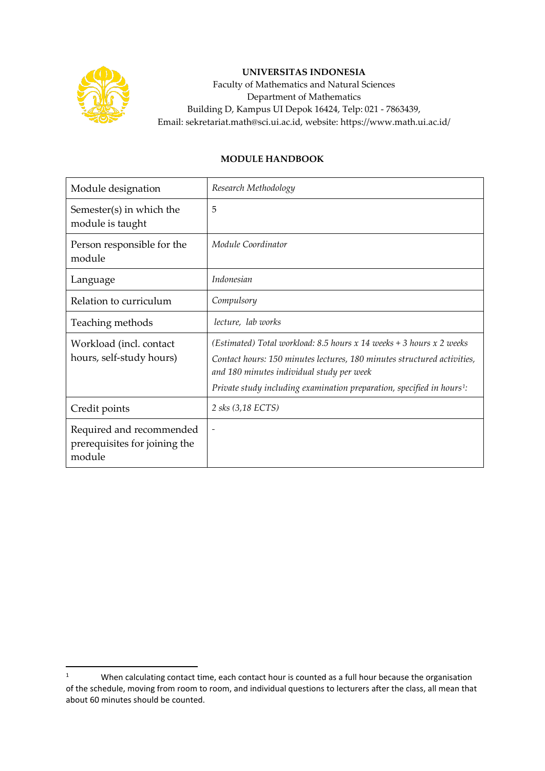**UNIVERSITAS INDONESIA**
Faculty of Mathematics and Natural Sciences
Department of Mathematics
Building D, Kampus UI Depok 16424, Telp: 021 - 7863439,
Email: sekretariat.math@sci.ui.ac.id, website: https://www.math.ui.ac.id/

## MODULE HANDBOOK

| Module designation | *Research Methodology* |
|---|---|
| Semester(s) in which the module is taught | 5 |
| Person responsible for the module | *Module Coordinator* |
| Language | *Indonesian* |
| Relation to curriculum | *Compulsory* |
| Teaching methods | *lecture, lab works* |
| Workload (incl. contact hours, self-study hours) | *(Estimated) Total workload: 8.5 hours x 14 weeks + 3 hours x 2 weeks*<br>*Contact hours: 150 minutes lectures, 180 minutes structured activities, and 180 minutes individual study per week*<br>*Private study including examination preparation, specified in hours[1]:* |
| Credit points | *2 sks (3,18 ECTS)* |
| Required and recommended prerequisites for joining the module | - |

[1] When calculating contact time, each contact hour is counted as a full hour because the organisation of the schedule, moving from room to room, and individual questions to lecturers after the class, all mean that about 60 minutes should be counted.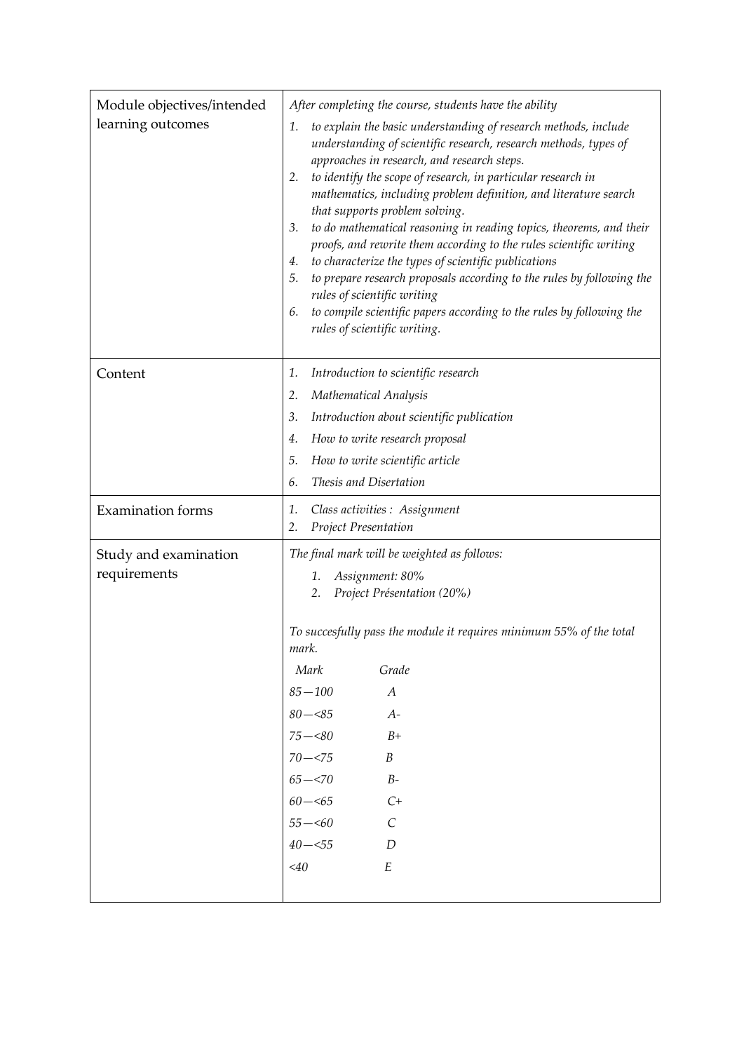| | |
|---|---|
| Module objectives/intended learning outcomes | *After completing the course, students have the ability*<br>1. *to explain the basic understanding of research methods, include understanding of scientific research, research methods, types of approaches in research, and research steps.*<br>2. *to identify the scope of research, in particular research in mathematics, including problem definition, and literature search that supports problem solving.*<br>3. *to do mathematical reasoning in reading topics, theorems, and their proofs, and rewrite them according to the rules scientific writing*<br>4. *to characterize the types of scientific publications*<br>5. *to prepare research proposals according to the rules by following the rules of scientific writing*<br>6. *to compile scientific papers according to the rules by following the rules of scientific writing.* |
| Content | 1. *Introduction to scientific research*<br>2. *Mathematical Analysis*<br>3. *Introduction about scientific publication*<br>4. *How to write research proposal*<br>5. *How to write scientific article*<br>6. *Thesis and Disertation* |
| Examination forms | 1. *Class activities : Assignment*<br>2. *Project Presentation* |
| Study and examination requirements | *The final mark will be weighted as follows:*<br>1. *Assignment: 80%*<br>2. *Project Présentation (20%)*<br><br>*To succesfully pass the module it requires minimum 55% of the total mark.*<br><br>*Mark* — *Grade*<br>*85—100* — *A*<br>*80—<85* — *A-*<br>*75—<80* — *B+*<br>*70—<75* — *B*<br>*65—<70* — *B-*<br>*60—<65* — *C+*<br>*55—<60* — *C*<br>*40—<55* — *D*<br>*<40* — *E* |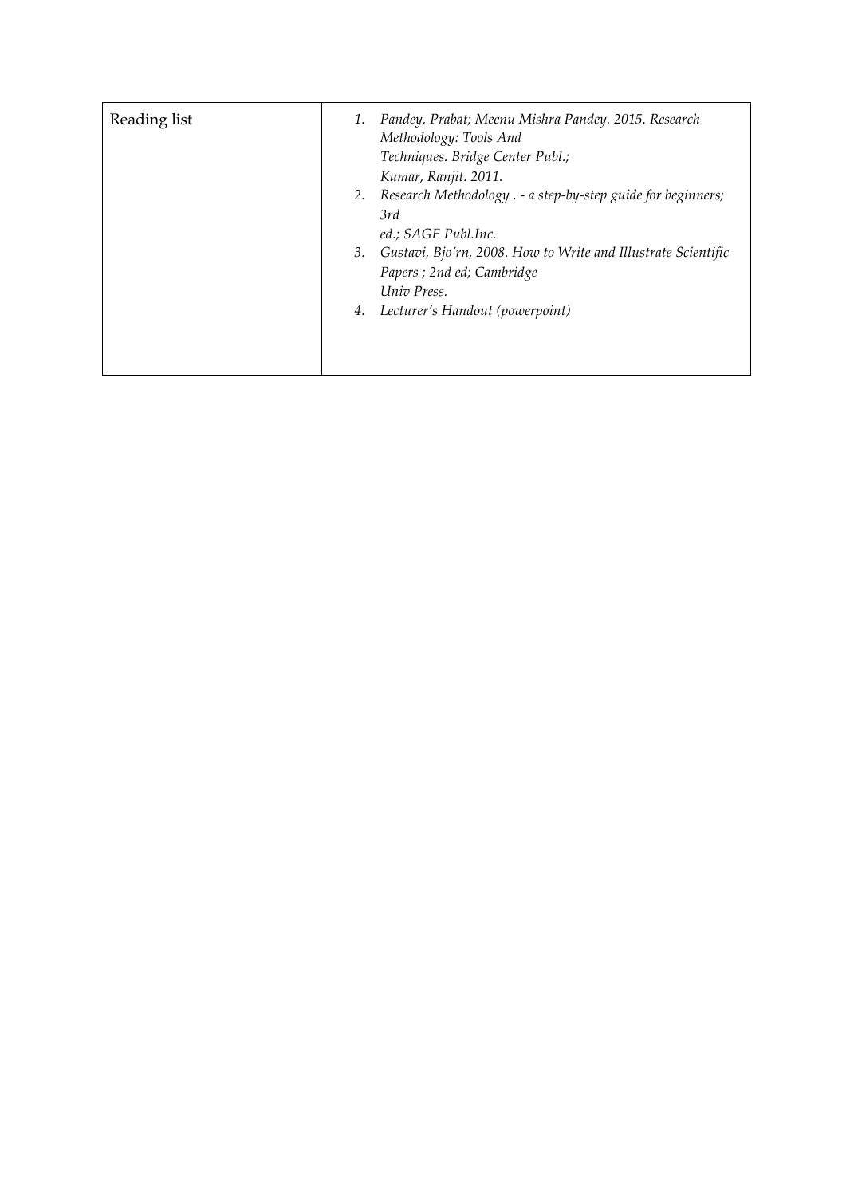| | |
|---|---|
| Reading list | 1. *Pandey, Prabat; Meenu Mishra Pandey. 2015. Research Methodology: Tools And Techniques. Bridge Center Publ.; Kumar, Ranjit. 2011.*<br>2. *Research Methodology . - a step-by-step guide for beginners; 3rd ed.; SAGE Publ.Inc.*<br>3. *Gustavi, Bjo'rn, 2008. How to Write and Illustrate Scientific Papers ; 2nd ed; Cambridge Univ Press.*<br>4. *Lecturer's Handout (powerpoint)* |